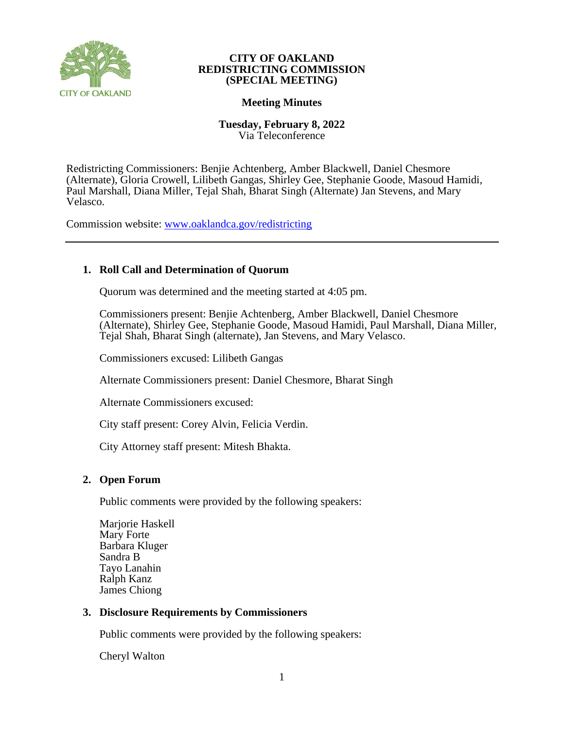# CITY OF OAKLAND
# REDISTRICTING COMMISSION
# (SPECIAL MEETING)

## Meeting Minutes

**Tuesday, February 8, 2022**
Via Teleconference

Redistricting Commissioners: Benjie Achtenberg, Amber Blackwell, Daniel Chesmore (Alternate), Gloria Crowell, Lilibeth Gangas, Shirley Gee, Stephanie Goode, Masoud Hamidi, Paul Marshall, Diana Miller, Tejal Shah, Bharat Singh (Alternate) Jan Stevens, and Mary Velasco.

Commission website: [www.oaklandca.gov/redistricting](http://www.oaklandca.gov/redistricting)

---

### 1. Roll Call and Determination of Quorum

Quorum was determined and the meeting started at 4:05 pm.

Commissioners present: Benjie Achtenberg, Amber Blackwell, Daniel Chesmore (Alternate), Shirley Gee, Stephanie Goode, Masoud Hamidi, Paul Marshall, Diana Miller, Tejal Shah, Bharat Singh (alternate), Jan Stevens, and Mary Velasco.

Commissioners excused: Lilibeth Gangas

Alternate Commissioners present: Daniel Chesmore, Bharat Singh

Alternate Commissioners excused:

City staff present: Corey Alvin, Felicia Verdin.

City Attorney staff present: Mitesh Bhakta.

### 2. Open Forum

Public comments were provided by the following speakers:

Marjorie Haskell
Mary Forte
Barbara Kluger
Sandra B
Tayo Lanahin
Ralph Kanz
James Chiong

### 3. Disclosure Requirements by Commissioners

Public comments were provided by the following speakers:

Cheryl Walton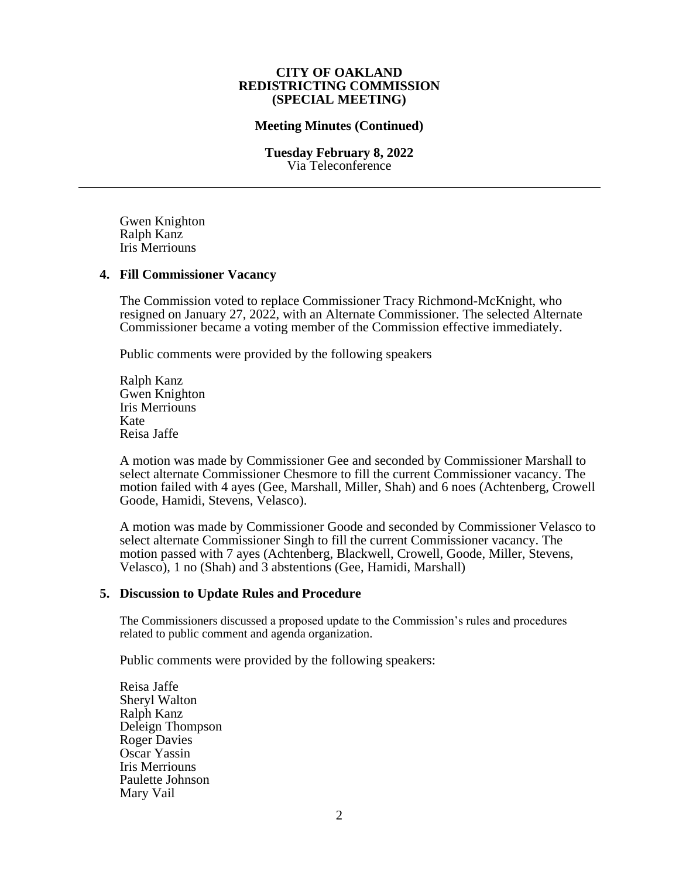**CITY OF OAKLAND**
**REDISTRICTING COMMISSION**
**(SPECIAL MEETING)**

**Meeting Minutes (Continued)**

**Tuesday February 8, 2022**
Via Teleconference

---

Gwen Knighton
Ralph Kanz
Iris Merriouns

## 4. Fill Commissioner Vacancy

The Commission voted to replace Commissioner Tracy Richmond-McKnight, who resigned on January 27, 2022, with an Alternate Commissioner. The selected Alternate Commissioner became a voting member of the Commission effective immediately.

Public comments were provided by the following speakers

Ralph Kanz
Gwen Knighton
Iris Merriouns
Kate
Reisa Jaffe

A motion was made by Commissioner Gee and seconded by Commissioner Marshall to select alternate Commissioner Chesmore to fill the current Commissioner vacancy. The motion failed with 4 ayes (Gee, Marshall, Miller, Shah) and 6 noes (Achtenberg, Crowell Goode, Hamidi, Stevens, Velasco).

A motion was made by Commissioner Goode and seconded by Commissioner Velasco to select alternate Commissioner Singh to fill the current Commissioner vacancy. The motion passed with 7 ayes (Achtenberg, Blackwell, Crowell, Goode, Miller, Stevens, Velasco), 1 no (Shah) and 3 abstentions (Gee, Hamidi, Marshall)

## 5. Discussion to Update Rules and Procedure

The Commissioners discussed a proposed update to the Commission's rules and procedures related to public comment and agenda organization.

Public comments were provided by the following speakers:

Reisa Jaffe
Sheryl Walton
Ralph Kanz
Deleign Thompson
Roger Davies
Oscar Yassin
Iris Merriouns
Paulette Johnson
Mary Vail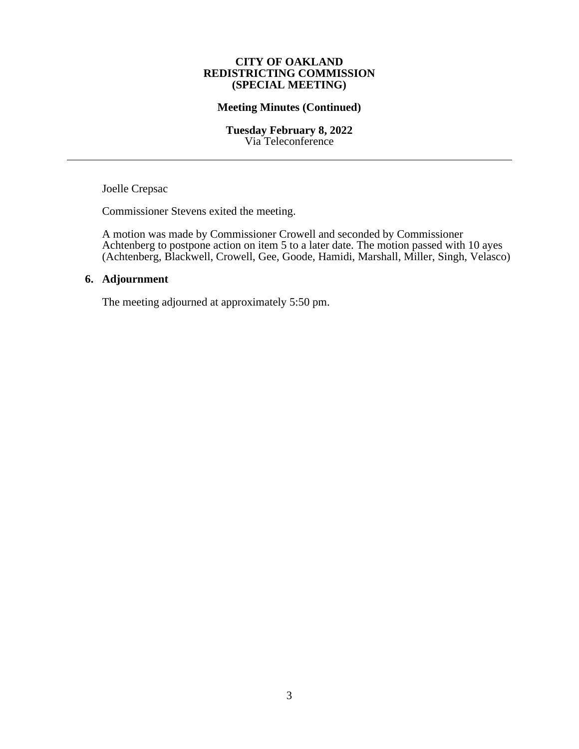**CITY OF OAKLAND**
**REDISTRICTING COMMISSION**
**(SPECIAL MEETING)**

**Meeting Minutes (Continued)**

**Tuesday February 8, 2022**
Via Teleconference

---

Joelle Crepsac

Commissioner Stevens exited the meeting.

A motion was made by Commissioner Crowell and seconded by Commissioner Achtenberg to postpone action on item 5 to a later date. The motion passed with 10 ayes (Achtenberg, Blackwell, Crowell, Gee, Goode, Hamidi, Marshall, Miller, Singh, Velasco)

## 6. Adjournment

The meeting adjourned at approximately 5:50 pm.